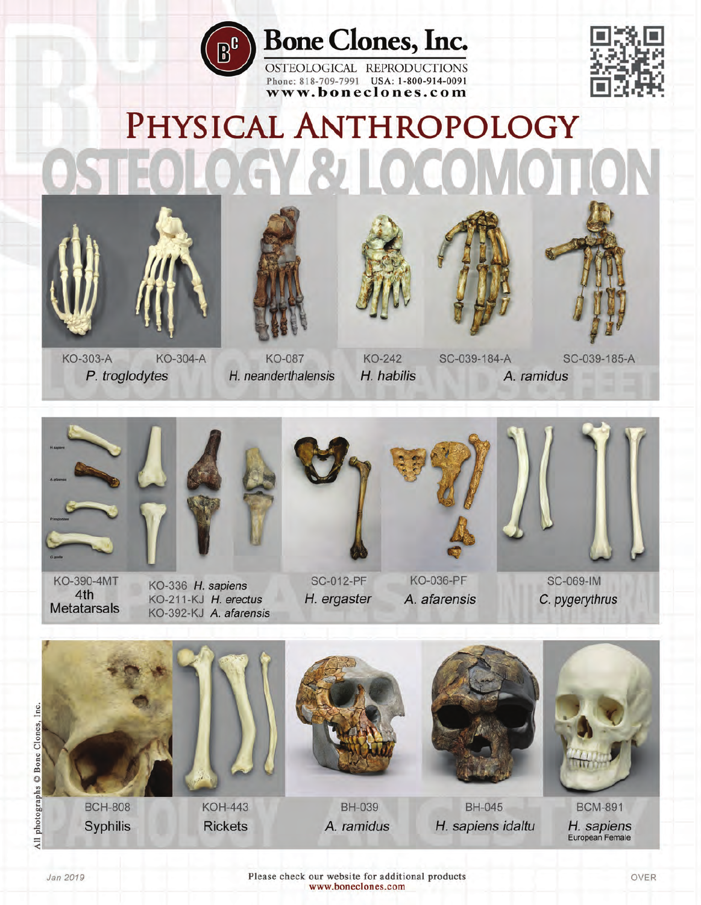# Bone Clones, Inc.

OSTEOLOGICAL REPRODUCTIONS
Phone: 818-709-7991 USA: 1-800-914-0091
www.boneclones.com

# PHYSICAL ANTHROPOLOGY

## OSTEOLOGY & LOCOMOTION

### LOCOMOTION HANDS & FEET

KO-303-A KO-304-A *P. troglodytes*

KO-087 *H. neanderthalensis*

KO-242 *H. habilis*

SC-039-184-A SC-039-185-A *A. ramidus*

### BIPEDALISM / INTERMEMBRAL

KO-390-4MT 4th Metatarsals

KO-336 *H. sapiens*
KO-211-KJ *H. erectus*
KO-392-KJ *A. afarensis*

SC-012-PF *H. ergaster*

KO-036-PF *A. afarensis*

SC-069-IM *C. pygerythrus*

### PATHOLOGY / ANCESTRY

BCH-808 Syphilis

KOH-443 Rickets

BH-039 *A. ramidus*

BH-045 *H. sapiens idaltu*

BCM-891 *H. sapiens* European Female

All photographs © Bone Clones, Inc.

Jan 2019

Please check our website for additional products
www.boneclones.com

OVER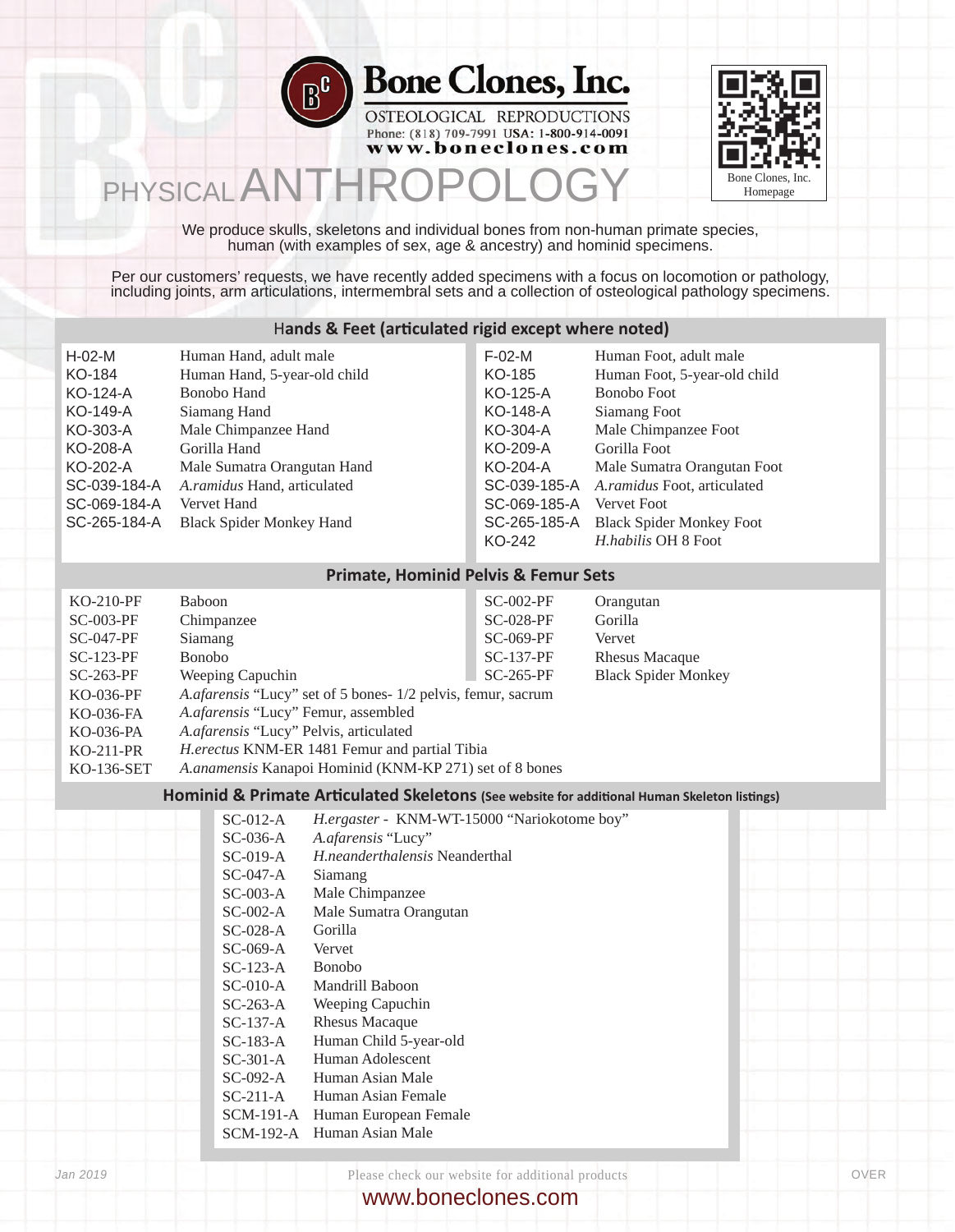# Bone Clones, Inc.

OSTEOLOGICAL REPRODUCTIONS
Phone: (818) 709-7991 USA: 1-800-914-0091
www.boneclones.com

Bone Clones, Inc. Homepage

## PHYSICAL ANTHROPOLOGY

We produce skulls, skeletons and individual bones from non-human primate species, human (with examples of sex, age & ancestry) and hominid specimens.

Per our customers' requests, we have recently added specimens with a focus on locomotion or pathology, including joints, arm articulations, intermembral sets and a collection of osteological pathology specimens.

### Hands & Feet (articulated rigid except where noted)

| | | | |
|---|---|---|---|
| H-02-M | Human Hand, adult male | F-02-M | Human Foot, adult male |
| KO-184 | Human Hand, 5-year-old child | KO-185 | Human Foot, 5-year-old child |
| KO-124-A | Bonobo Hand | KO-125-A | Bonobo Foot |
| KO-149-A | Siamang Hand | KO-148-A | Siamang Foot |
| KO-303-A | Male Chimpanzee Hand | KO-304-A | Male Chimpanzee Foot |
| KO-208-A | Gorilla Hand | KO-209-A | Gorilla Foot |
| KO-202-A | Male Sumatra Orangutan Hand | KO-204-A | Male Sumatra Orangutan Foot |
| SC-039-184-A | *A.ramidus* Hand, articulated | SC-039-185-A | *A.ramidus* Foot, articulated |
| SC-069-184-A | Vervet Hand | SC-069-185-A | Vervet Foot |
| SC-265-184-A | Black Spider Monkey Hand | SC-265-185-A | Black Spider Monkey Foot |
| | | KO-242 | *H.habilis* OH 8 Foot |

### Primate, Hominid Pelvis & Femur Sets

| | | | |
|---|---|---|---|
| KO-210-PF | Baboon | SC-002-PF | Orangutan |
| SC-003-PF | Chimpanzee | SC-028-PF | Gorilla |
| SC-047-PF | Siamang | SC-069-PF | Vervet |
| SC-123-PF | Bonobo | SC-137-PF | Rhesus Macaque |
| SC-263-PF | Weeping Capuchin | SC-265-PF | Black Spider Monkey |
| KO-036-PF | *A.afarensis* "Lucy" set of 5 bones- 1/2 pelvis, femur, sacrum | | |
| KO-036-FA | *A.afarensis* "Lucy" Femur, assembled | | |
| KO-036-PA | *A.afarensis* "Lucy" Pelvis, articulated | | |
| KO-211-PR | *H.erectus* KNM-ER 1481 Femur and partial Tibia | | |
| KO-136-SET | *A.anamensis* Kanapoi Hominid (KNM-KP 271) set of 8 bones | | |

### Hominid & Primate Articulated Skeletons (See website for additional Human Skeleton listings)

| | |
|---|---|
| SC-012-A | *H.ergaster* - KNM-WT-15000 "Nariokotome boy" |
| SC-036-A | *A.afarensis* "Lucy" |
| SC-019-A | *H.neanderthalensis* Neanderthal |
| SC-047-A | Siamang |
| SC-003-A | Male Chimpanzee |
| SC-002-A | Male Sumatra Orangutan |
| SC-028-A | Gorilla |
| SC-069-A | Vervet |
| SC-123-A | Bonobo |
| SC-010-A | Mandrill Baboon |
| SC-263-A | Weeping Capuchin |
| SC-137-A | Rhesus Macaque |
| SC-183-A | Human Child 5-year-old |
| SC-301-A | Human Adolescent |
| SC-092-A | Human Asian Male |
| SC-211-A | Human Asian Female |
| SCM-191-A | Human European Female |
| SCM-192-A | Human Asian Male |

Jan 2019

Please check our website for additional products

www.boneclones.com

OVER